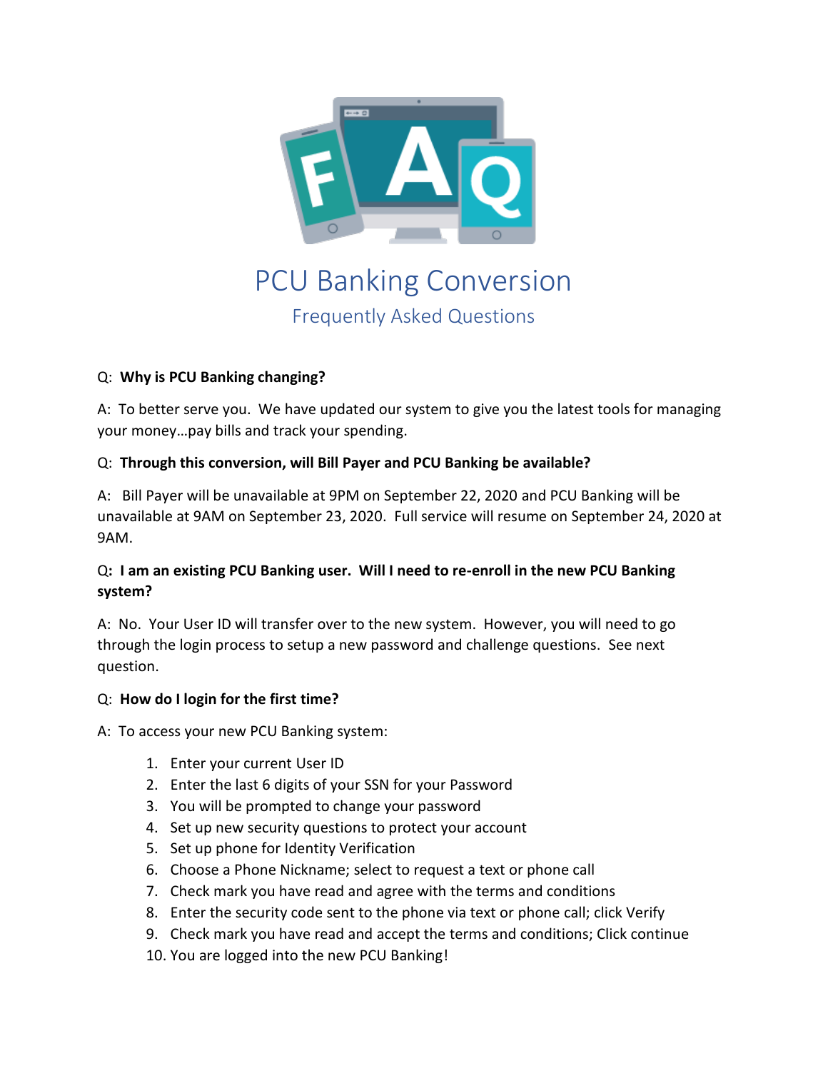# PCU Banking Conversion

## Frequently Asked Questions

Q: **Why is PCU Banking changing?**

A: To better serve you. We have updated our system to give you the latest tools for managing your money…pay bills and track your spending.

Q: **Through this conversion, will Bill Payer and PCU Banking be available?**

A: Bill Payer will be unavailable at 9PM on September 22, 2020 and PCU Banking will be unavailable at 9AM on September 23, 2020. Full service will resume on September 24, 2020 at 9AM.

Q**: I am an existing PCU Banking user. Will I need to re-enroll in the new PCU Banking system?**

A: No. Your User ID will transfer over to the new system. However, you will need to go through the login process to setup a new password and challenge questions. See next question.

Q: **How do I login for the first time?**

A: To access your new PCU Banking system:

1. Enter your current User ID
2. Enter the last 6 digits of your SSN for your Password
3. You will be prompted to change your password
4. Set up new security questions to protect your account
5. Set up phone for Identity Verification
6. Choose a Phone Nickname; select to request a text or phone call
7. Check mark you have read and agree with the terms and conditions
8. Enter the security code sent to the phone via text or phone call; click Verify
9. Check mark you have read and accept the terms and conditions; Click continue
10. You are logged into the new PCU Banking!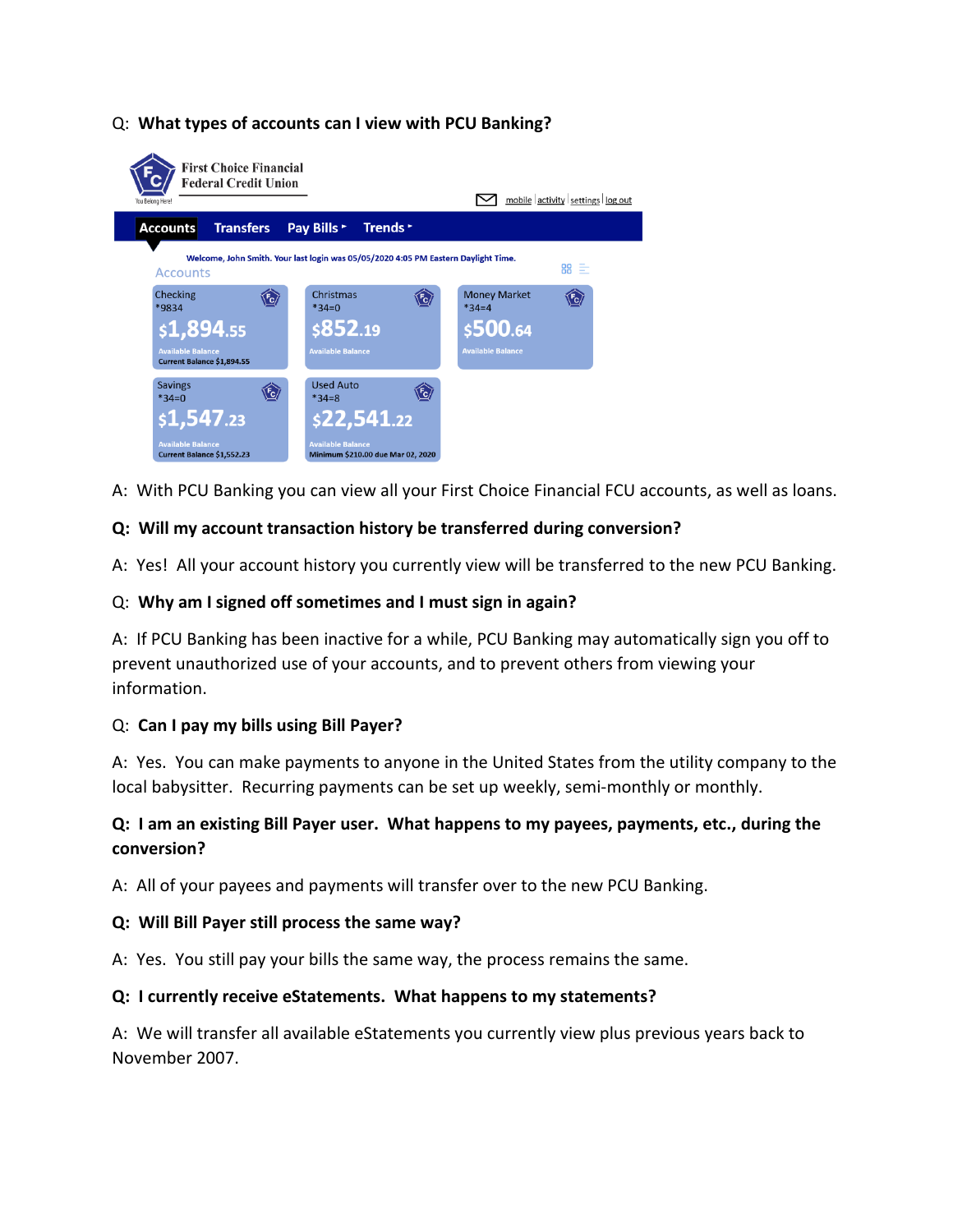Q: **What types of accounts can I view with PCU Banking?**

First Choice Financial Federal Credit Union

You Belong Here!

mobile | activity | settings | log out

**Accounts** Transfers Pay Bills ▸ Trends ▸

Welcome, John Smith. Your last login was 05/05/2020 4:05 PM Eastern Daylight Time.

Accounts

| Checking *9834 | Christmas *34=0 | Money Market *34=4 |
|---|---|---|
| $1,894.55 | $852.19 | $500.64 |
| Available Balance | Available Balance | Available Balance |
| Current Balance $1,894.55 | | |

| Savings *34=0 | Used Auto *34=8 |
|---|---|
| $1,547.23 | $22,541.22 |
| Available Balance | Available Balance |
| Current Balance $1,552.23 | Minimum $210.00 due Mar 02, 2020 |

A: With PCU Banking you can view all your First Choice Financial FCU accounts, as well as loans.

**Q: Will my account transaction history be transferred during conversion?**

A: Yes! All your account history you currently view will be transferred to the new PCU Banking.

Q: **Why am I signed off sometimes and I must sign in again?**

A: If PCU Banking has been inactive for a while, PCU Banking may automatically sign you off to prevent unauthorized use of your accounts, and to prevent others from viewing your information.

Q: **Can I pay my bills using Bill Payer?**

A: Yes. You can make payments to anyone in the United States from the utility company to the local babysitter. Recurring payments can be set up weekly, semi-monthly or monthly.

**Q: I am an existing Bill Payer user. What happens to my payees, payments, etc., during the conversion?**

A: All of your payees and payments will transfer over to the new PCU Banking.

**Q: Will Bill Payer still process the same way?**

A: Yes. You still pay your bills the same way, the process remains the same.

**Q: I currently receive eStatements. What happens to my statements?**

A: We will transfer all available eStatements you currently view plus previous years back to November 2007.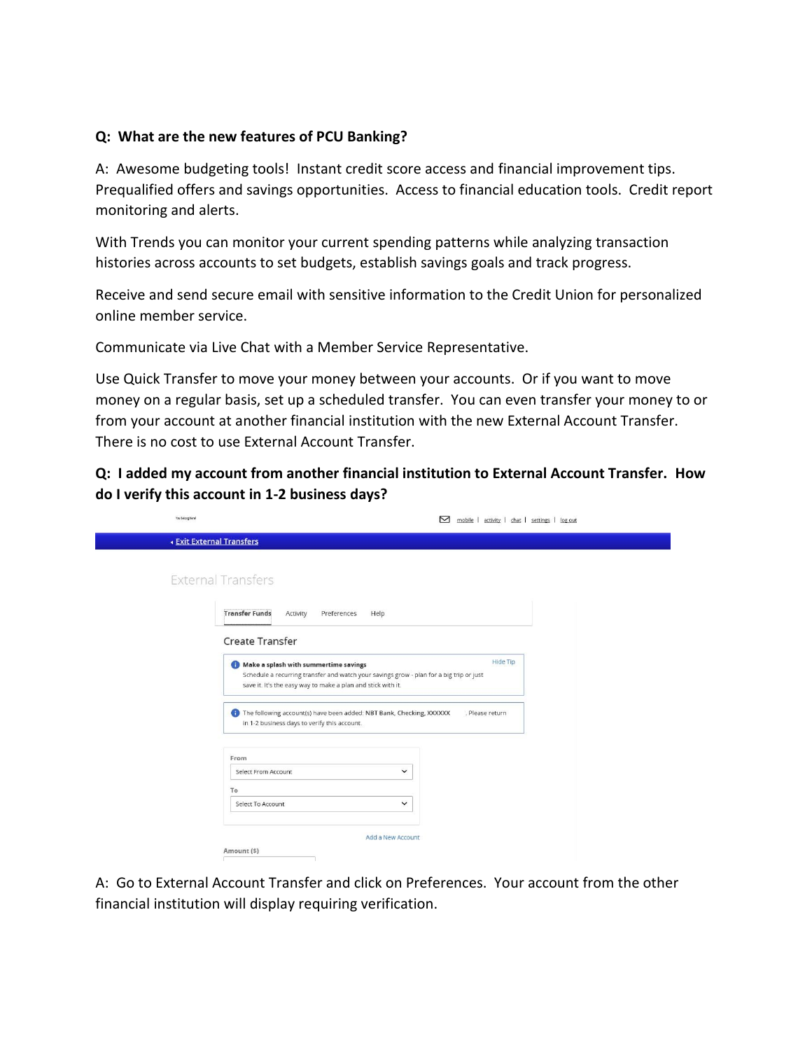**Q: What are the new features of PCU Banking?**

A: Awesome budgeting tools! Instant credit score access and financial improvement tips. Prequalified offers and savings opportunities. Access to financial education tools. Credit report monitoring and alerts.

With Trends you can monitor your current spending patterns while analyzing transaction histories across accounts to set budgets, establish savings goals and track progress.

Receive and send secure email with sensitive information to the Credit Union for personalized online member service.

Communicate via Live Chat with a Member Service Representative.

Use Quick Transfer to move your money between your accounts. Or if you want to move money on a regular basis, set up a scheduled transfer. You can even transfer your money to or from your account at another financial institution with the new External Account Transfer. There is no cost to use External Account Transfer.

**Q: I added my account from another financial institution to External Account Transfer. How do I verify this account in 1-2 business days?**

A: Go to External Account Transfer and click on Preferences. Your account from the other financial institution will display requiring verification.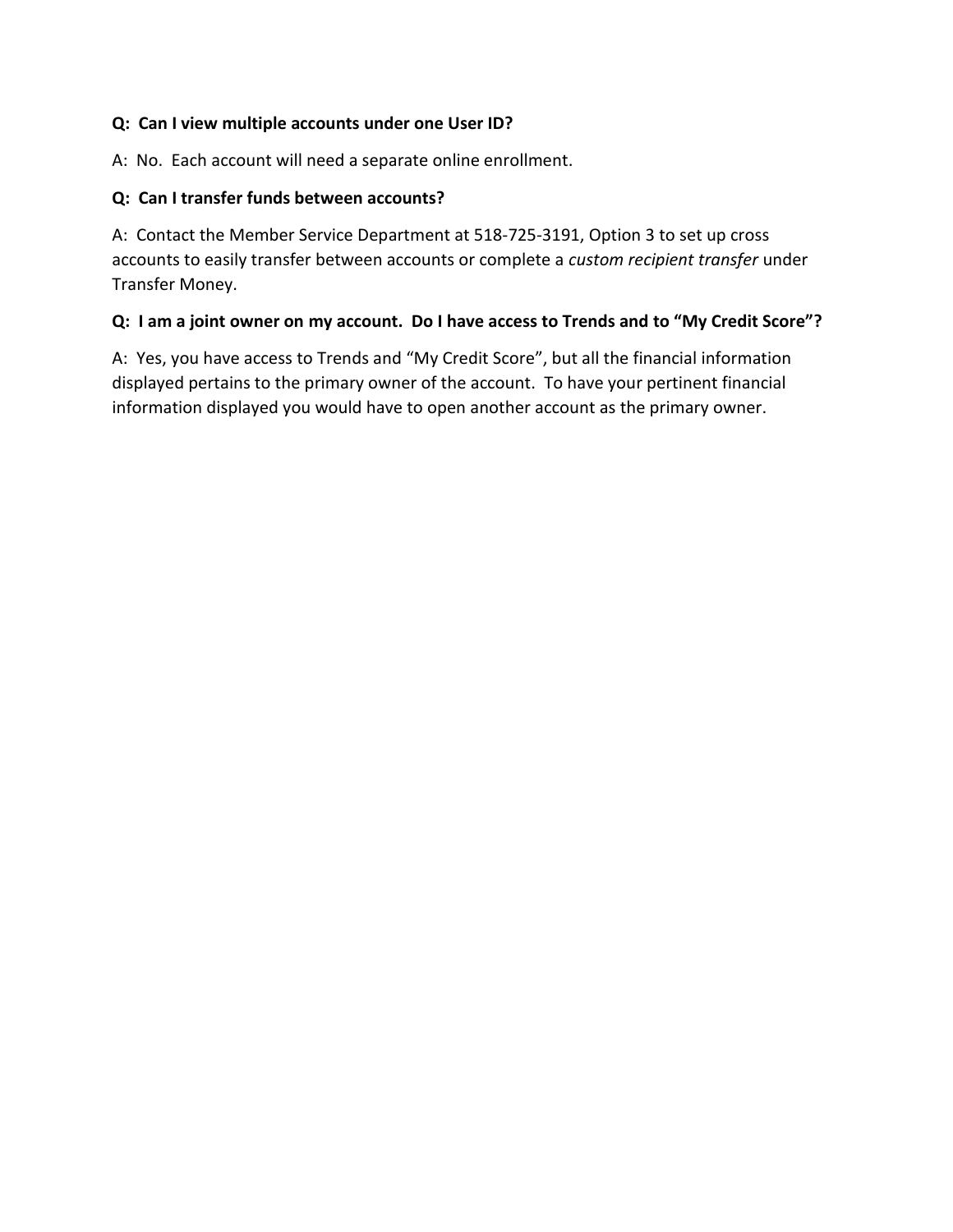**Q: Can I view multiple accounts under one User ID?**

A: No. Each account will need a separate online enrollment.

**Q: Can I transfer funds between accounts?**

A: Contact the Member Service Department at 518-725-3191, Option 3 to set up cross accounts to easily transfer between accounts or complete a *custom recipient transfer* under Transfer Money.

**Q: I am a joint owner on my account. Do I have access to Trends and to "My Credit Score"?**

A: Yes, you have access to Trends and "My Credit Score", but all the financial information displayed pertains to the primary owner of the account. To have your pertinent financial information displayed you would have to open another account as the primary owner.